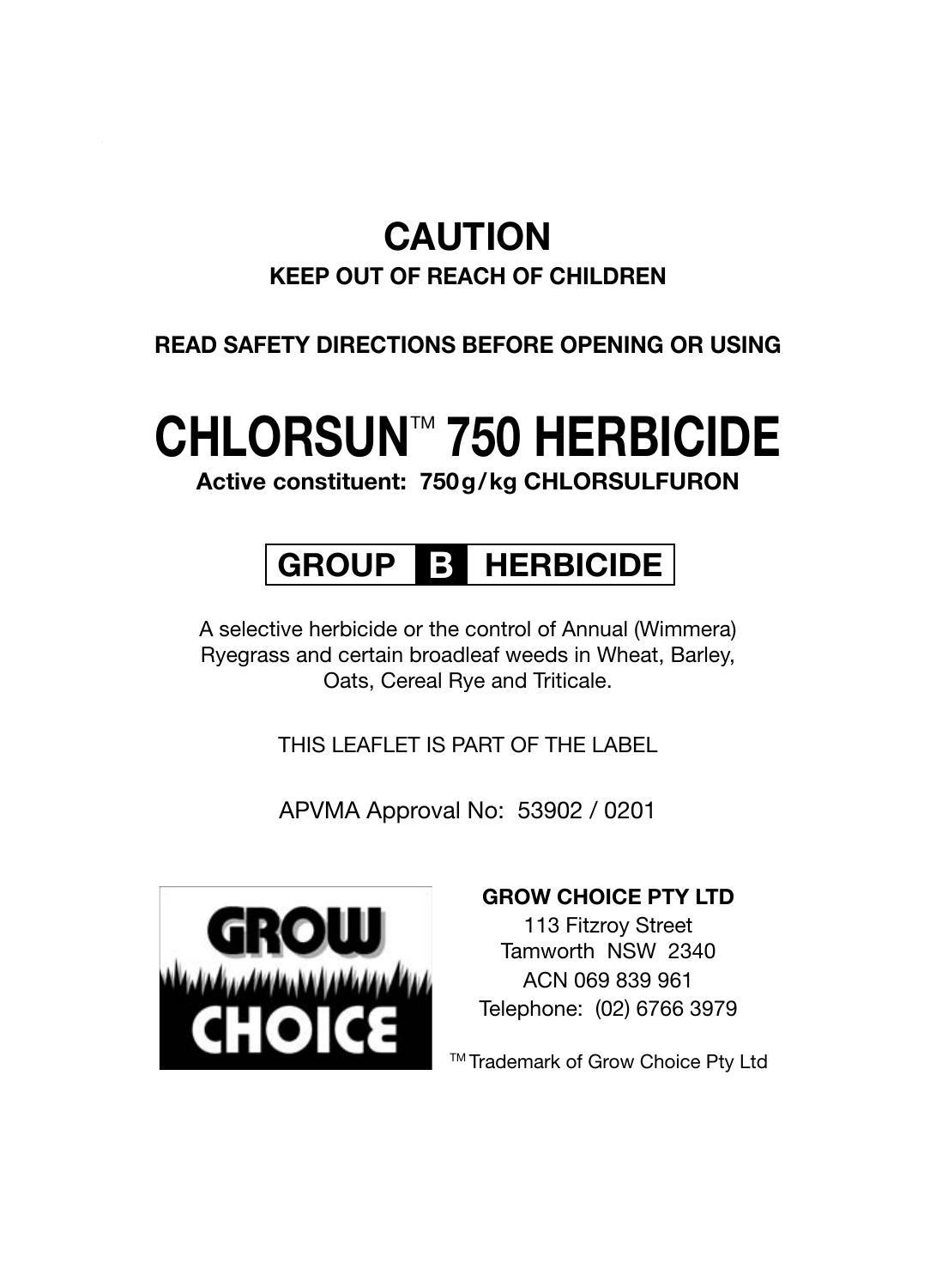# CAUTION

**KEEP OUT OF REACH OF CHILDREN**

**READ SAFETY DIRECTIONS BEFORE OPENING OR USING**

# CHLORSUN™ 750 HERBICIDE

**Active constituent: 750 g / kg CHLORSULFURON**

**GROUP B HERBICIDE**

A selective herbicide or the control of Annual (Wimmera) Ryegrass and certain broadleaf weeds in Wheat, Barley, Oats, Cereal Rye and Triticale.

THIS LEAFLET IS PART OF THE LABEL

APVMA Approval No: 53902 / 0201

GROW CHOICE

**GROW CHOICE PTY LTD**
113 Fitzroy Street
Tamworth NSW 2340
ACN 069 839 961
Telephone: (02) 6766 3979

™ Trademark of Grow Choice Pty Ltd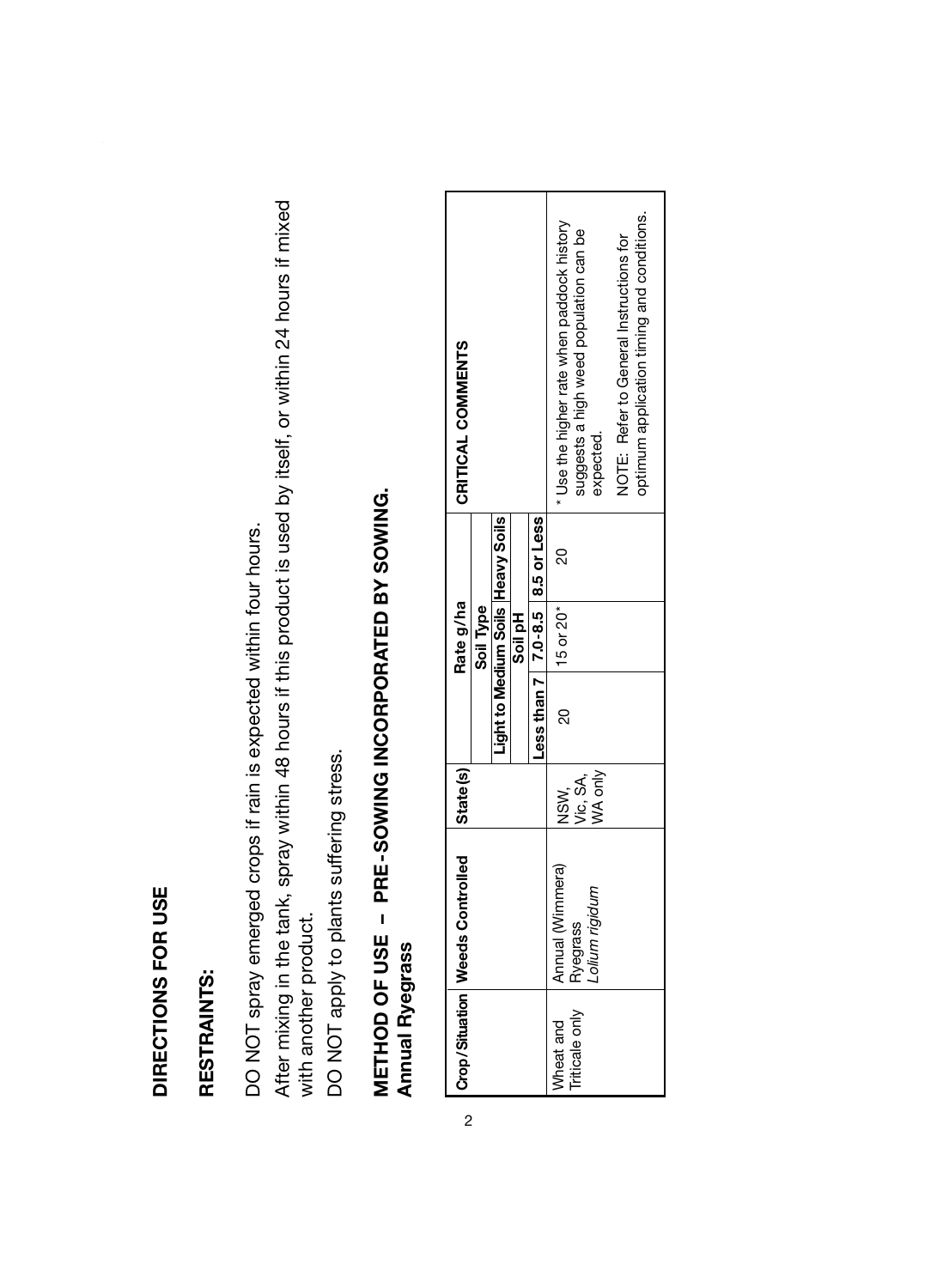# DIRECTIONS FOR USE

## RESTRAINTS:

DO NOT spray emerged crops if rain is expected within four hours.

After mixing in the tank, spray within 48 hours if this product is used by itself, or within 24 hours if mixed with another product.

DO NOT apply to plants suffering stress.

## METHOD OF USE – PRE-SOWING INCORPORATED BY SOWING.

### Annual Ryegrass

| Crop/Situation | Weeds Controlled | State(s) | Rate g/ha | | | CRITICAL COMMENTS |
|---|---|---|---|---|---|---|
| | | | Soil Type | | | |
| | | | Light to Medium Soils | | Heavy Soils | |
| | | | Soil pH | | | |
| | | | Less than 7 | 7.0-8.5 | 8.5 or Less | |
| Wheat and Triticale only | Annual (Wimmera) Ryegrass *Lolium rigidum* | NSW, Vic, SA, WA only | 20 | 15 or 20* | 20 | * Use the higher rate when paddock history suggests a high weed population can be expected. NOTE: Refer to General Instructions for optimum application timing and conditions. |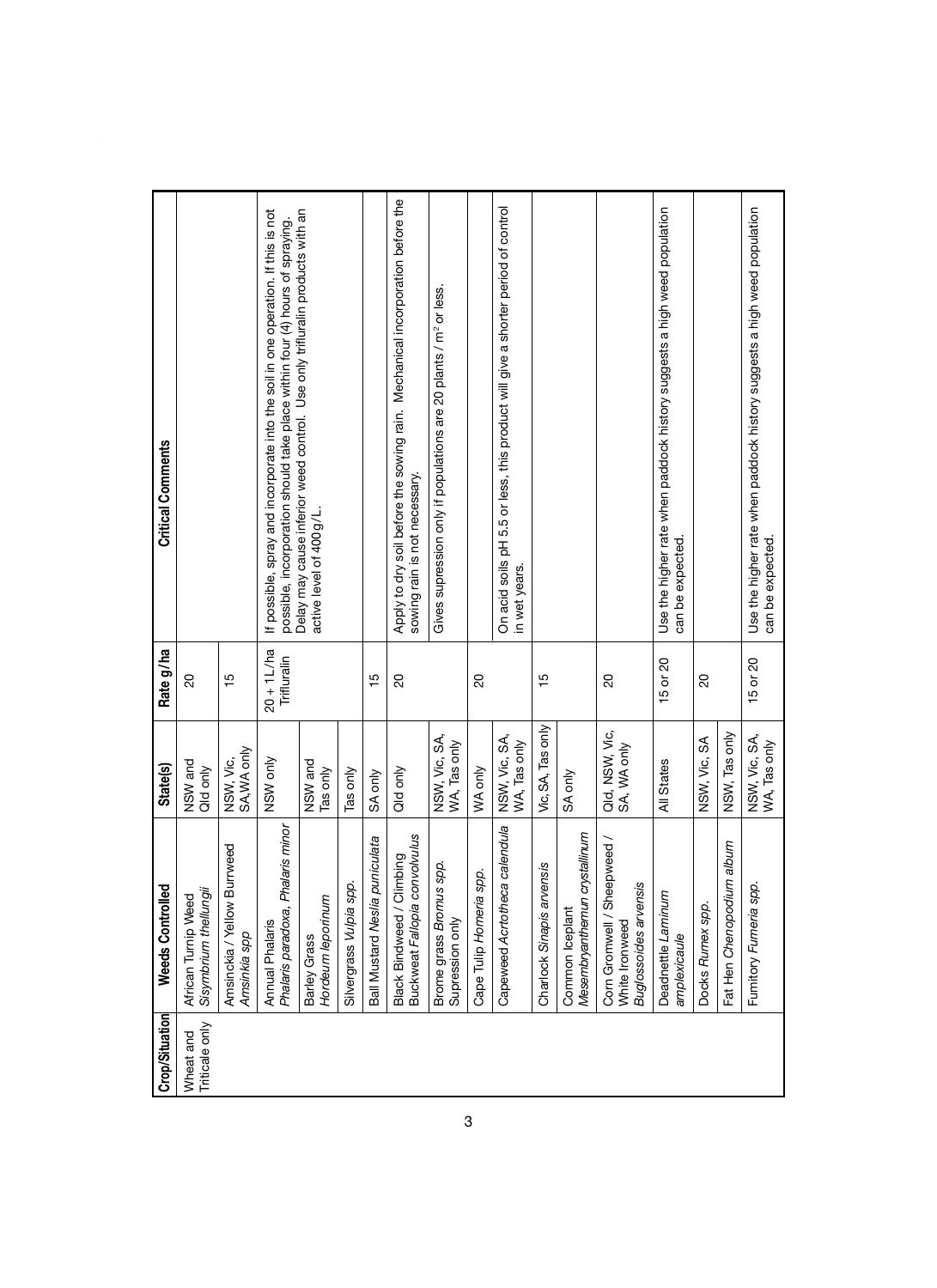| Crop/Situation | Weeds Controlled | State(s) | Rate g/ha | Critical Comments |
|---|---|---|---|---|
| Wheat and Triticale only | African Turnip Weed *Sisymbrium thellungii* | NSW and Qld only | 20 | |
| | Amsinckia / Yellow Burrweed *Amsinkia spp* | NSW, Vic, SA,WA only | 15 | |
| | Annual Phalaris *Phalaris paradoxa, Phalaris minor* | NSW only | 20 + 1 L/ha Trifluralin | If possible, spray and incorporate into the soil in one operation. If this is not possible, incorporation should take place within four (4) hours of spraying. Delay may cause inferior weed control. Use only trifluralin products with an active level of 400 g/L. |
| | Barley Grass *Hordeum leporinum* | NSW and Tas only | | |
| | Silvergrass *Vulpia spp.* | Tas only | | |
| | Ball Mustard *Neslia puniculata* | SA only | 15 | |
| | Black Bindweed / Climbing Buckweat *Fallopia convolvulus* | Qld only | 20 | Apply to dry soil before the sowing rain. Mechanical incorporation before the sowing rain is not necessary. |
| | Brome grass *Bromus spp.* Supression only | NSW, Vic, SA, WA, Tas only | | Gives supression only if populations are 20 plants / m² or less. |
| | Cape Tulip *Homeria spp.* | WA only | 20 | |
| | Capeweed *Acrtotheca calendula* | NSW, Vic, SA, WA, Tas only | | On acid soils pH 5.5 or less, this product will give a shorter period of control in wet years. |
| | Charlock *Sinapis arvensis* | Vic, SA, Tas only | 15 | |
| | Common Iceplant *Mesembryanthemun crystallinum* | SA only | | |
| | Corn Gromwell / Sheepweed / White Ironweed *Buglossoides arvensis* | Qld, NSW, Vic, SA, WA only | 20 | |
| | Deadnettle *Laminum amplexicaule* | All States | 15 or 20 | Use the higher rate when paddock history suggests a high weed population can be expected. |
| | Docks *Rumex spp.* | NSW, Vic, SA | 20 | |
| | Fat Hen *Chenopodium album* | NSW, Tas only | | |
| | Fumitory *Fumeria spp.* | NSW, Vic, SA, WA, Tas only | 15 or 20 | Use the higher rate when paddock history suggests a high weed population can be expected. |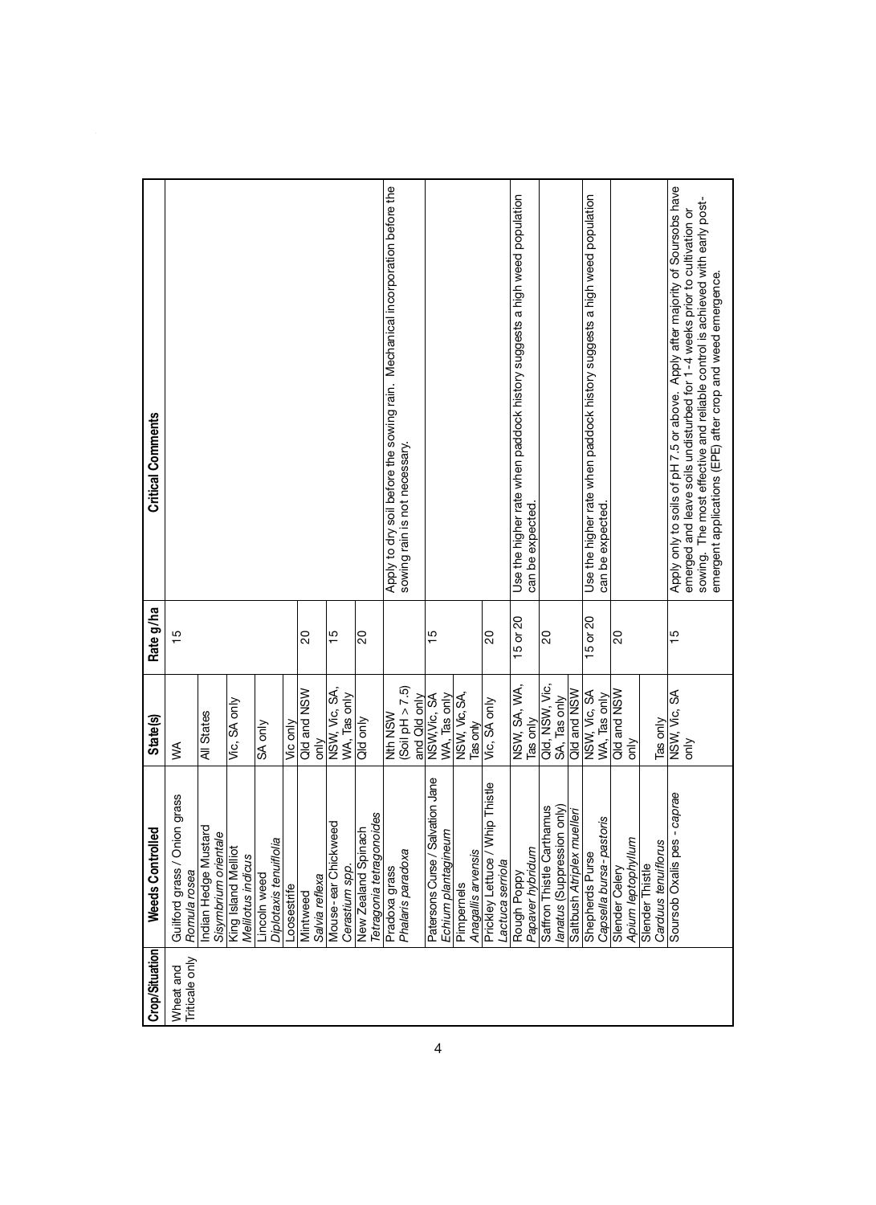| Crop/Situation | Weeds Controlled | State(s) | Rate g/ha | Critical Comments |
|---|---|---|---|---|
| Wheat and Triticale only | Guilford grass / Onion grass *Romula rosea* | WA | 15 | |
| | Indian Hedge Mustard *Sisymbrium orientale* | All States | | |
| | King Island Melliot *Melilotus indicus* | Vic, SA only | | |
| | Lincoln weed *Diplotaxis tenuifolia* | SA only | | |
| | Loosestrife | Vic only | | |
| | Mintweed *Salvia reflexa* | Qld and NSW only | 20 | |
| | Mouse-ear Chickweed *Cerastium spp.* | NSW, Vic, SA, WA, Tas only | 15 | |
| | New Zealand Spinach *Tetragonia tetragonoides* | Qld only | 20 | |
| | Pradoxa grass *Phalaris paradoxa* | Nth NSW (Soil pH > 7.5) and Qld only | | Apply to dry soil before the sowing rain. Mechanical incorporation before the sowing rain is not necessary. |
| | Patersons Curse / Salvation Jane *Echium plantagineum* | NSW,Vic, SA WA, Tas only | 15 | |
| | Pimpernels *Anagallis arvensis* | NSW, Vic, SA, Tas only | | |
| | Prickley Lettuce / Whip Thistle *Lactuca serriola* | Vic, SA only | 20 | |
| | Rough Poppy *Papaver hybridum* | NSW, SA, WA, Tas only | 15 or 20 | Use the higher rate when paddock history suggests a high weed population can be expected. |
| | Saffron Thistle Carthamus *lanatus* (Suppression only) | Qld, NSW, Vic, SA, Tas only | 20 | |
| | Saltbush *Atriplex muelleri* | Qld and NSW | | |
| | Shepherds Purse *Capsella bursa-pastoris* | NSW, Vic, SA WA, Tas only | 15 or 20 | Use the higher rate when paddock history suggests a high weed population can be expected. |
| | Slender Celery *Apium leptophyllum* | Qld and NSW only | 20 | |
| | Slender Thistle *Carduus tenuiflorus* | Tas only | | |
| | Soursob Oxalis pes-*caprae* | NSW, Vic, SA only | 15 | Apply only to soils of pH 7.5 or above. Apply after majority of Soursobs have emerged and leave soils undisturbed for 1-4 weeks prior to cultivation or sowing. The most effective and reliable control is achieved with early post-emergent applications (EPE) after crop and weed emergence. |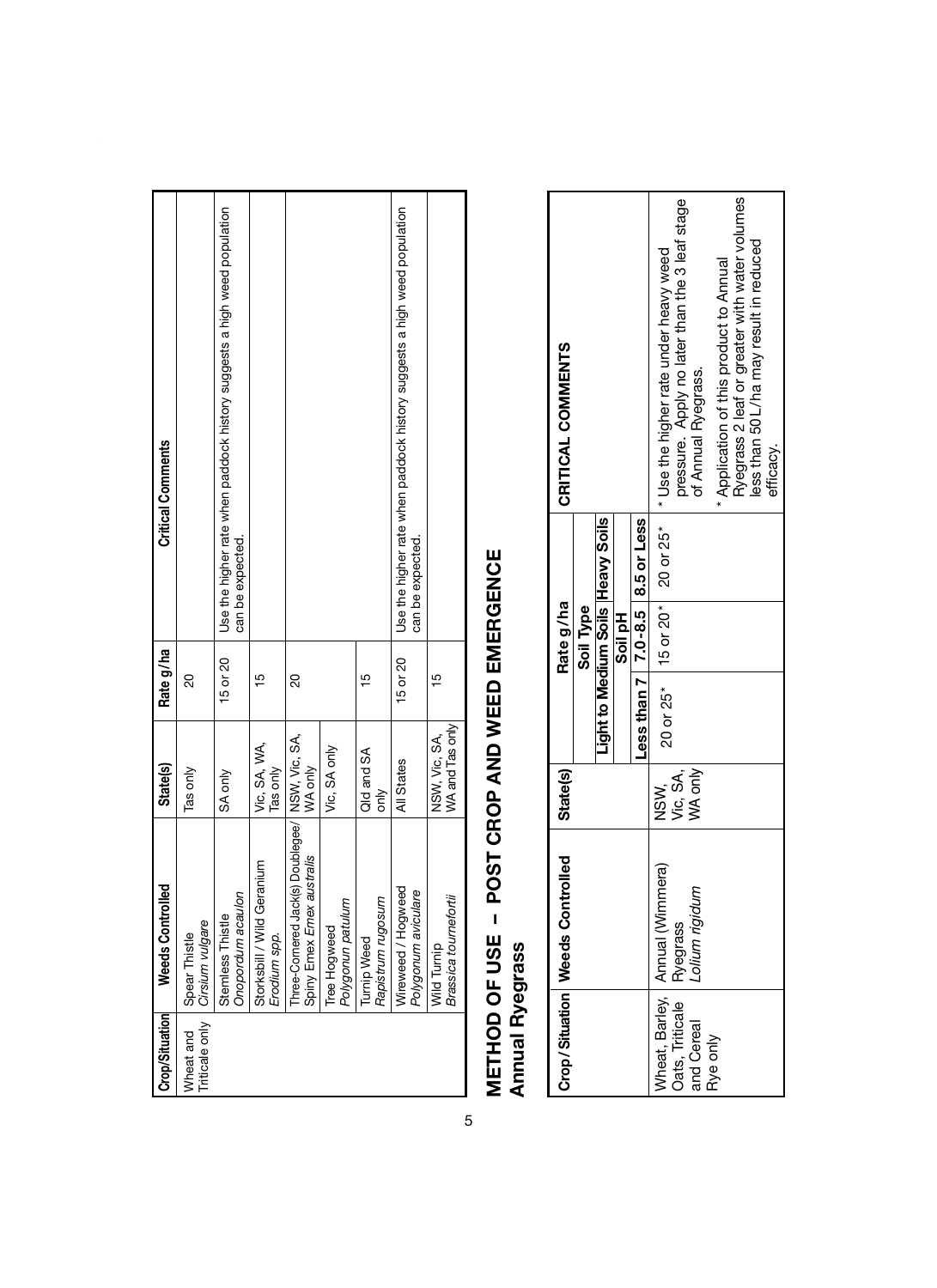| Crop/Situation | Weeds Controlled | State(s) | Rate g/ha | Critical Comments |
|---|---|---|---|---|
| Wheat and Triticale only | Spear Thistle *Cirsium vulgare* | Tas only | 20 | |
| | Stemless Thistle *Onopordum acaulon* | SA only | 15 or 20 | Use the higher rate when paddock history suggests a high weed population can be expected. |
| | Storksbill / Wild Geranium *Erodium spp.* | Vic, SA, WA, Tas only | 15 | |
| | Three-Cornered Jack(s) Doublegee/ Spiny Emex *Emex australis* | NSW, Vic, SA, WA only | 20 | |
| | Tree Hogweed *Polygonum patulum* | Vic, SA only | | |
| | Turnip Weed *Rapistrum rugosum* | Qld and SA only | 15 | |
| | Wireweed / Hogweed *Polygonum aviculare* | All States | 15 or 20 | Use the higher rate when paddock history suggests a high weed population can be expected. |
| | Wild Turnip *Brassica tournefortii* | NSW, Vic, SA, WA and Tas only | 15 | |

# METHOD OF USE – POST CROP AND WEED EMERGENCE

## Annual Ryegrass

| Crop/Situation | Weeds Controlled | State(s) | Rate g/ha | | | CRITICAL COMMENTS |
|---|---|---|---|---|---|---|
| | | | Soil Type | | | |
| | | | Light to Medium Soils | | Heavy Soils | |
| | | | Soil pH | | | |
| | | | Less than 7 | 7.0-8.5 | 8.5 or Less | |
| Wheat, Barley, Oats, Triticale and Cereal Rye only | Annual (Wimmera) Ryegrass *Lolium rigidum* | NSW, Vic, SA, WA only | 20 or 25* | 15 or 20* | 20 or 25* | * Use the higher rate under heavy weed pressure. Apply no later than the 3 leaf stage of Annual Ryegrass. * Application of this product to Annual Ryegrass 2 leaf or greater with water volumes less than 50 L/ha may result in reduced efficacy. |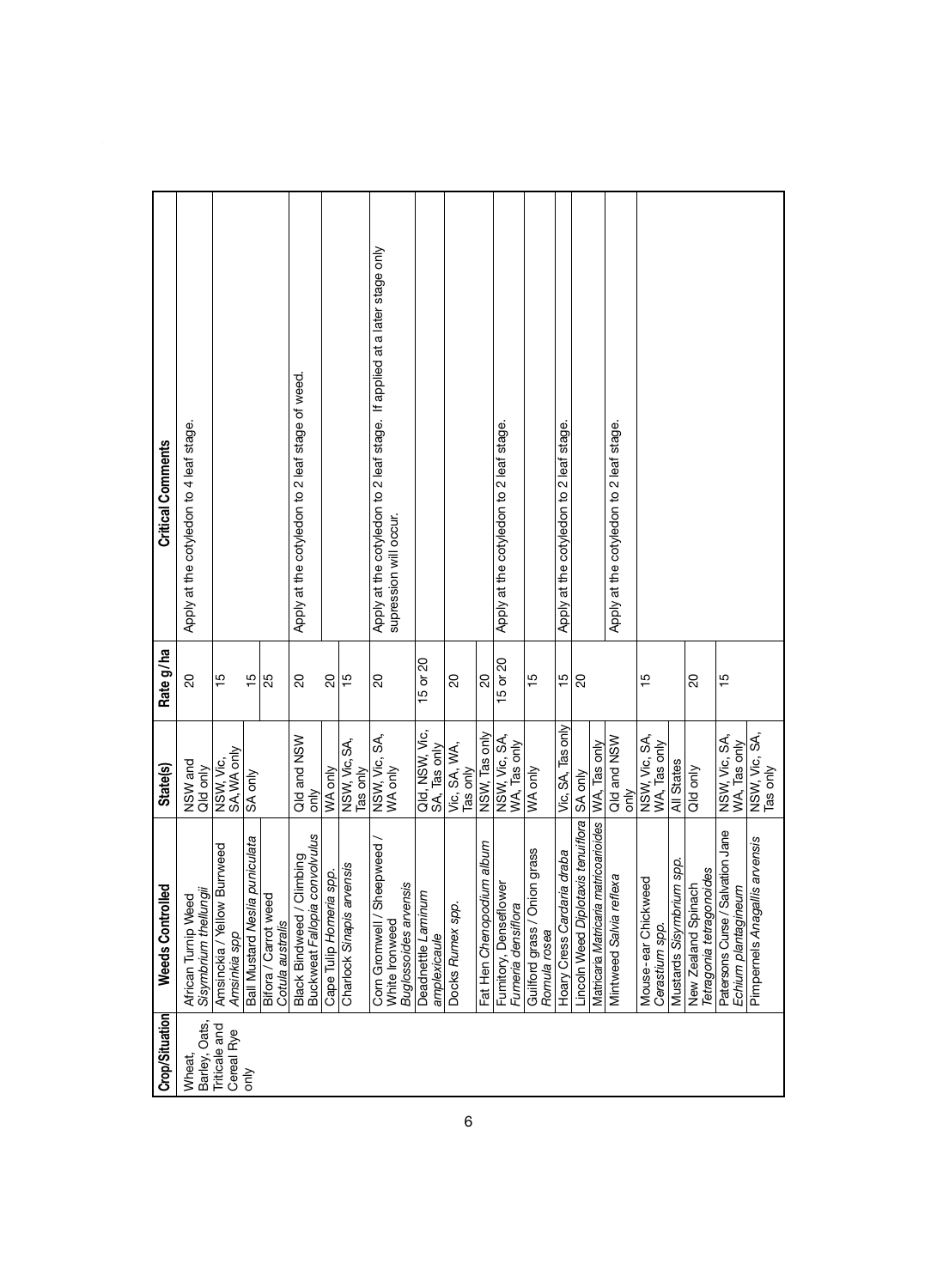| Crop/Situation | Weeds Controlled | State(s) | Rate g/ha | Critical Comments |
|---|---|---|---|---|
| Wheat, Barley, Oats, Triticale and Cereal Rye only | African Turnip Weed *Sisymbrium thellungii* | NSW and Qld only | 20 | Apply at the cotyledon to 4 leaf stage. |
| | Amsinckia / Yellow Burrweed *Amsinkia spp* | NSW, Vic, SA, WA only | 15 | |
| | Ball Mustard *Neslia puniculata* | SA only | 15 | |
| | Bifora / Carrot weed *Cotula australis* | | 25 | |
| | Black Bindweed / Climbing Buckweat *Fallopia convolvulus* | Qld and NSW only | 20 | Apply at the cotyledon to 2 leaf stage of weed. |
| | Cape Tulip *Homeria spp.* | WA only | 20 | |
| | Charlock *Sinapis arvensis* | NSW, Vic, SA, Tas only | 15 | |
| | Corn Gromwell / Sheepweed / White Ironweed *Buglossoides arvensis* | NSW, Vic, SA, WA only | 20 | Apply at the cotyledon to 2 leaf stage. If applied at a later stage only supression will occur. |
| | Deadnettle *Laminum amplexicaule* | Qld, NSW, Vic, SA, Tas only | 15 or 20 | |
| | Docks *Rumex spp.* | Vic, SA, WA, Tas only | 20 | |
| | Fat Hen *Chenopodium album* | NSW, Tas only | 20 | |
| | Fumitory, Denseflower *Fumeria densiflora* | NSW, Vic, SA, WA, Tas only | 15 or 20 | Apply at the cotyledon to 2 leaf stage. |
| | Guilford grass / Onion grass *Romula rosea* | WA only | 15 | |
| | Hoary Cress *Cardaria draba* | Vic, SA, Tas only | 15 | Apply at the cotyledon to 2 leaf stage. |
| | Lincoln Weed *Diplotaxis tenuiflora* | SA only | 20 | |
| | Matricaria *Matricaria matricarioides* | WA, Tas only | | |
| | Mintweed *Salvia reflexa* | Qld and NSW only | | Apply at the cotyledon to 2 leaf stage. |
| | Mouse-ear Chickweed *Cerastium spp.* | NSW, Vic, SA, WA, Tas only | 15 | |
| | Mustards *Sisymbrium spp.* | All States | | |
| | New Zealand Spinach *Tetragonia tetragonoides* | Qld only | 20 | |
| | Patersons Curse / Salvation Jane *Echium plantagineum* | NSW, Vic, SA, WA, Tas only | 15 | |
| | Pimpernels *Anagallis arvensis* | NSW, Vic, SA, Tas only | | |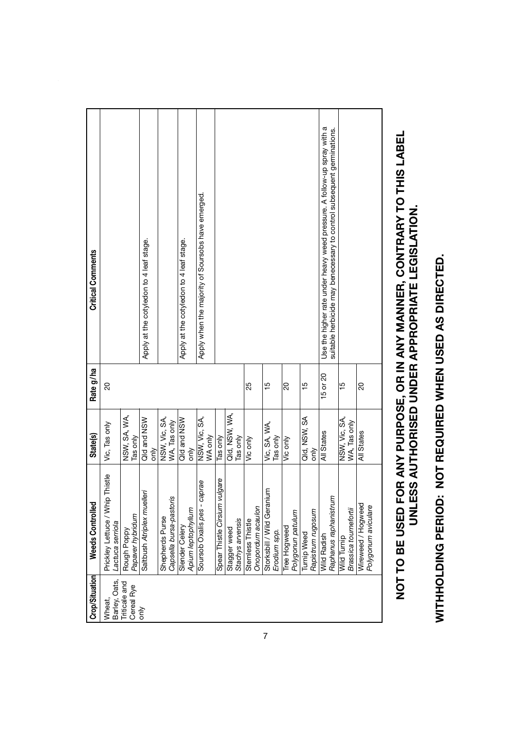| Crop/Situation | Weeds Controlled | State(s) | Rate g/ha | Critical Comments |
|---|---|---|---|---|
| Wheat, Barley, Oats, Triticale and Cereal Rye only | Prickley Lettuce / Whip Thistle *Lactuca serriola* | Vic, Tas only | 20 | |
| | Rough Poppy *Papaver hybridum* | NSW, SA, WA, Tas only | | |
| | Saltbush *Atriplex muelleri* | Qld and NSW only | | Apply at the cotyledon to 4 leaf stage. |
| | Shepherds Purse *Capsella bursa-pastoris* | NSW, Vic, SA, WA, Tas only | | |
| | Slender Celery *Apium leptophyllum* | Qld and NSW only | | Apply at the cotyledon to 4 leaf stage. |
| | Soursob Oxalis *pes - caprae* | NSW, Vic, SA, WA only | | Apply when the majority of Soursobs have emerged. |
| | Spear Thistle *Cirsium vulgare* | Tas only | | |
| | Stagger weed *Stachys arvensis* | Qld, NSW, WA, Tas only | | |
| | Stemless Thistle *Onopordum acaulon* | Vic only | 25 | |
| | Storksbill / Wild Geranium *Erodium spp.* | Vic, SA, WA, Tas only | 15 | |
| | Tree Hogweed *Polygonun patulum* | Vic only | 20 | |
| | Turnip Weed *Rapistrum rugosum* | Qld, NSW, SA only | 15 | |
| | Wild Radish *Raphanus raphanistrum* | All States | 15 or 20 | Use the higher rate under heavy weed pressure. A follow-up spray with a suitable herbicide may benecessary to control subsequent germinations. |
| | Wild Turnip *Brassica tournefortii* | NSW, Vic, SA, WA, Tas only | 15 | |
| | Wireweed / Hogweed *Polygonum aviculare* | All States | 20 | |

**NOT TO BE USED FOR ANY PURPOSE, OR IN ANY MANNER, CONTRARY TO THIS LABEL UNLESS AUTHORISED UNDER APPROPRIATE LEGISLATION.**

**WITHHOLDING PERIOD: NOT REQUIRED WHEN USED AS DIRECTED.**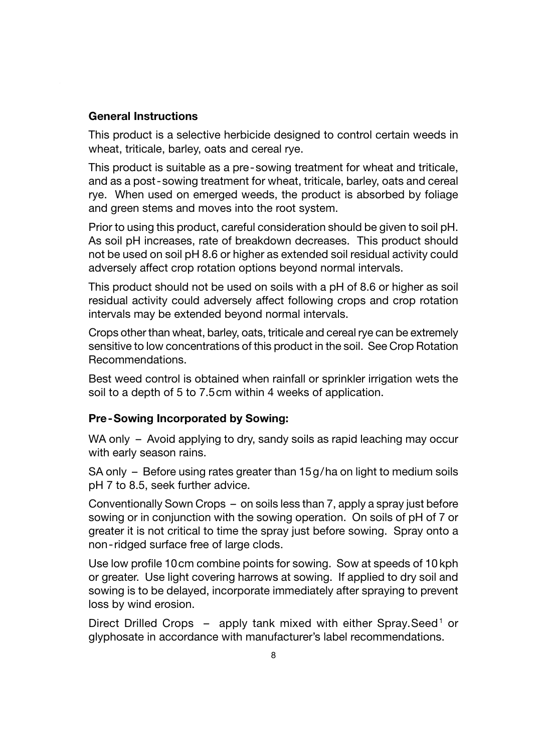**General Instructions**

This product is a selective herbicide designed to control certain weeds in wheat, triticale, barley, oats and cereal rye.

This product is suitable as a pre-sowing treatment for wheat and triticale, and as a post-sowing treatment for wheat, triticale, barley, oats and cereal rye. When used on emerged weeds, the product is absorbed by foliage and green stems and moves into the root system.

Prior to using this product, careful consideration should be given to soil pH. As soil pH increases, rate of breakdown decreases. This product should not be used on soil pH 8.6 or higher as extended soil residual activity could adversely affect crop rotation options beyond normal intervals.

This product should not be used on soils with a pH of 8.6 or higher as soil residual activity could adversely affect following crops and crop rotation intervals may be extended beyond normal intervals.

Crops other than wheat, barley, oats, triticale and cereal rye can be extremely sensitive to low concentrations of this product in the soil. See Crop Rotation Recommendations.

Best weed control is obtained when rainfall or sprinkler irrigation wets the soil to a depth of 5 to 7.5 cm within 4 weeks of application.

**Pre-Sowing Incorporated by Sowing:**

WA only – Avoid applying to dry, sandy soils as rapid leaching may occur with early season rains.

SA only – Before using rates greater than 15 g/ha on light to medium soils pH 7 to 8.5, seek further advice.

Conventionally Sown Crops – on soils less than 7, apply a spray just before sowing or in conjunction with the sowing operation. On soils of pH of 7 or greater it is not critical to time the spray just before sowing. Spray onto a non-ridged surface free of large clods.

Use low profile 10 cm combine points for sowing. Sow at speeds of 10 kph or greater. Use light covering harrows at sowing. If applied to dry soil and sowing is to be delayed, incorporate immediately after spraying to prevent loss by wind erosion.

Direct Drilled Crops – apply tank mixed with either Spray.Seed[1] or glyphosate in accordance with manufacturer's label recommendations.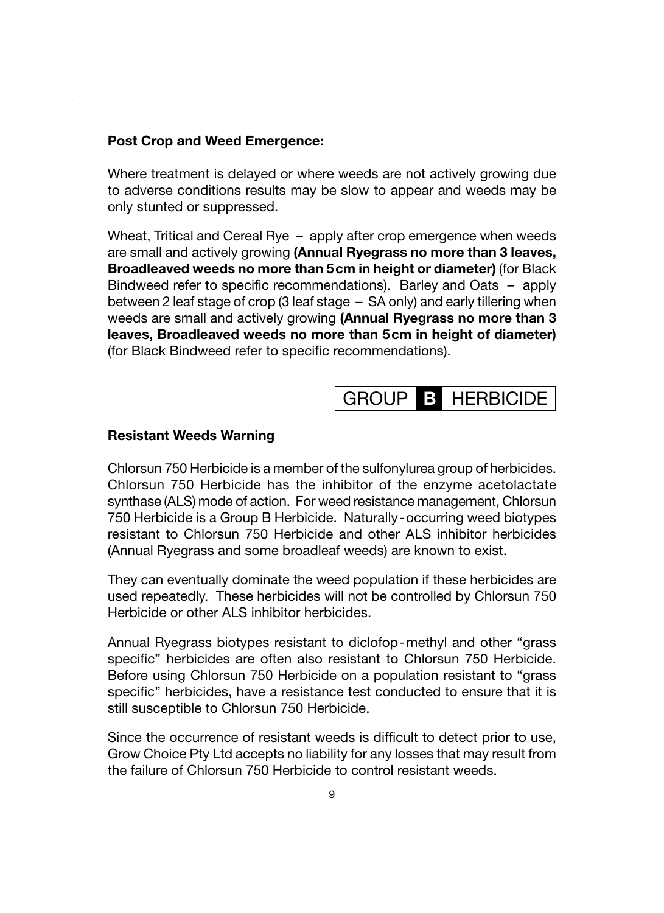**Post Crop and Weed Emergence:**

Where treatment is delayed or where weeds are not actively growing due to adverse conditions results may be slow to appear and weeds may be only stunted or suppressed.

Wheat, Tritical and Cereal Rye – apply after crop emergence when weeds are small and actively growing **(Annual Ryegrass no more than 3 leaves, Broadleaved weeds no more than 5cm in height or diameter)** (for Black Bindweed refer to specific recommendations). Barley and Oats – apply between 2 leaf stage of crop (3 leaf stage – SA only) and early tillering when weeds are small and actively growing **(Annual Ryegrass no more than 3 leaves, Broadleaved weeds no more than 5cm in height of diameter)** (for Black Bindweed refer to specific recommendations).

GROUP **B** HERBICIDE

**Resistant Weeds Warning**

Chlorsun 750 Herbicide is a member of the sulfonylurea group of herbicides. Chlorsun 750 Herbicide has the inhibitor of the enzyme acetolactate synthase (ALS) mode of action. For weed resistance management, Chlorsun 750 Herbicide is a Group B Herbicide. Naturally-occurring weed biotypes resistant to Chlorsun 750 Herbicide and other ALS inhibitor herbicides (Annual Ryegrass and some broadleaf weeds) are known to exist.

They can eventually dominate the weed population if these herbicides are used repeatedly. These herbicides will not be controlled by Chlorsun 750 Herbicide or other ALS inhibitor herbicides.

Annual Ryegrass biotypes resistant to diclofop-methyl and other "grass specific" herbicides are often also resistant to Chlorsun 750 Herbicide. Before using Chlorsun 750 Herbicide on a population resistant to "grass specific" herbicides, have a resistance test conducted to ensure that it is still susceptible to Chlorsun 750 Herbicide.

Since the occurrence of resistant weeds is difficult to detect prior to use, Grow Choice Pty Ltd accepts no liability for any losses that may result from the failure of Chlorsun 750 Herbicide to control resistant weeds.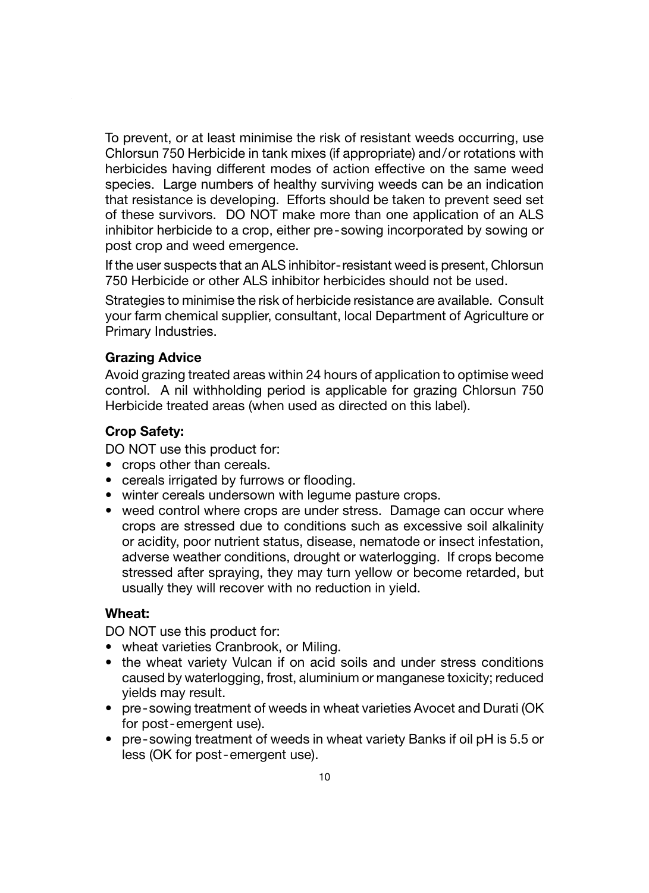To prevent, or at least minimise the risk of resistant weeds occurring, use Chlorsun 750 Herbicide in tank mixes (if appropriate) and/or rotations with herbicides having different modes of action effective on the same weed species. Large numbers of healthy surviving weeds can be an indication that resistance is developing. Efforts should be taken to prevent seed set of these survivors. DO NOT make more than one application of an ALS inhibitor herbicide to a crop, either pre-sowing incorporated by sowing or post crop and weed emergence.

If the user suspects that an ALS inhibitor-resistant weed is present, Chlorsun 750 Herbicide or other ALS inhibitor herbicides should not be used.

Strategies to minimise the risk of herbicide resistance are available. Consult your farm chemical supplier, consultant, local Department of Agriculture or Primary Industries.

**Grazing Advice**

Avoid grazing treated areas within 24 hours of application to optimise weed control. A nil withholding period is applicable for grazing Chlorsun 750 Herbicide treated areas (when used as directed on this label).

**Crop Safety:**

DO NOT use this product for:

- crops other than cereals.
- cereals irrigated by furrows or flooding.
- winter cereals undersown with legume pasture crops.
- weed control where crops are under stress. Damage can occur where crops are stressed due to conditions such as excessive soil alkalinity or acidity, poor nutrient status, disease, nematode or insect infestation, adverse weather conditions, drought or waterlogging. If crops become stressed after spraying, they may turn yellow or become retarded, but usually they will recover with no reduction in yield.

**Wheat:**

DO NOT use this product for:

- wheat varieties Cranbrook, or Miling.
- the wheat variety Vulcan if on acid soils and under stress conditions caused by waterlogging, frost, aluminium or manganese toxicity; reduced yields may result.
- pre-sowing treatment of weeds in wheat varieties Avocet and Durati (OK for post-emergent use).
- pre-sowing treatment of weeds in wheat variety Banks if oil pH is 5.5 or less (OK for post-emergent use).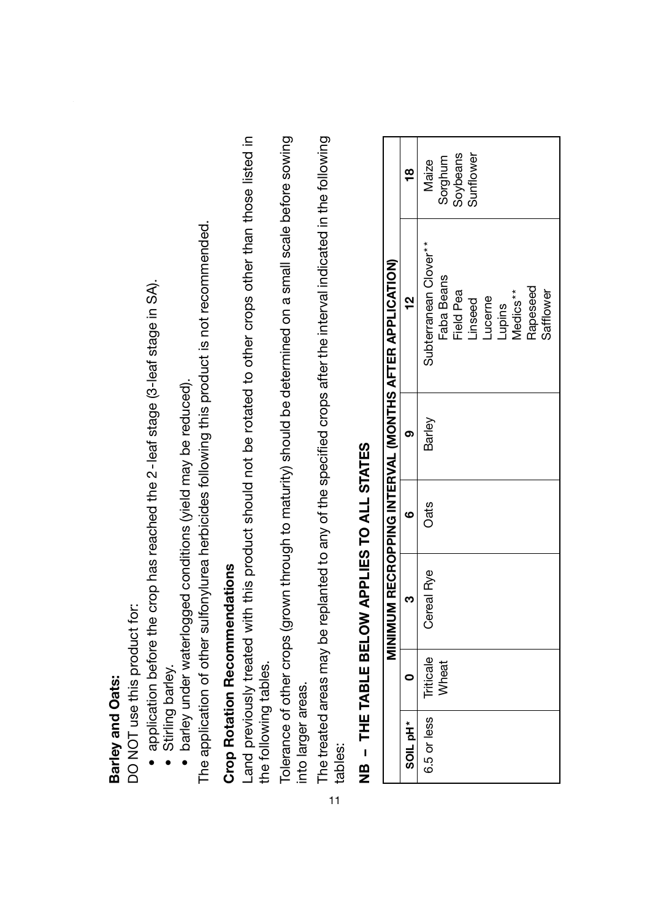**Barley and Oats:**

DO NOT use this product for:

- application before the crop has reached the 2-leaf stage (3-leaf stage in SA).
- Stirling barley.
- barley under waterlogged conditions (yield may be reduced).

The application of other sulfonylurea herbicides following this product is not recommended.

**Crop Rotation Recommendations**

Land previously treated with this product should not be rotated to other crops other than those listed in the following tables.

Tolerance of other crops (grown through to maturity) should be determined on a small scale before sowing into larger areas.

The treated areas may be replanted to any of the specified crops after the interval indicated in the following tables:

## NB – THE TABLE BELOW APPLIES TO ALL STATES

| | MINIMUM RECROPPING INTERVAL (MONTHS AFTER APPLICATION) | | | | | |
|---|---|---|---|---|---|---|
| **SOIL pH*** | **0** | **3** | **6** | **9** | **12** | **18** |
| 6.5 or less | Triticale<br>Wheat | Cereal Rye | Oats | Barley | Subterranean Clover**<br>Faba Beans<br>Field Pea<br>Linseed<br>Lucerne<br>Lupins<br>Medics**<br>Rapeseed<br>Safflower | Maize<br>Sorghum<br>Soybeans<br>Sunflower |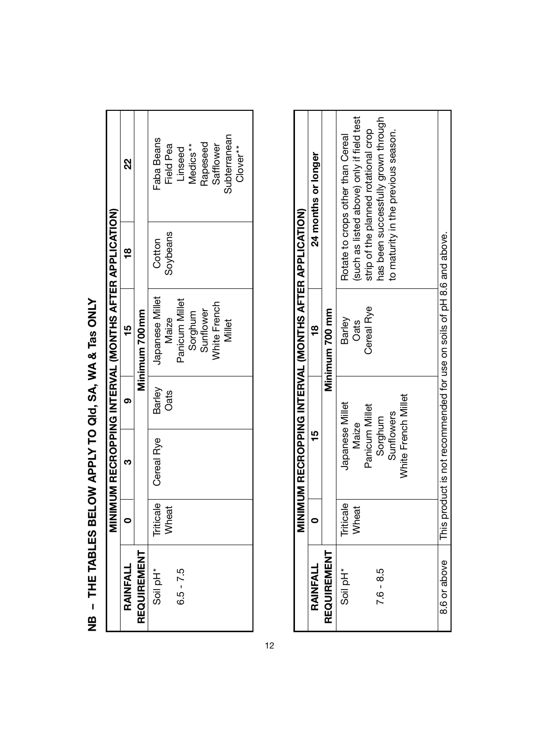## NB – THE TABLES BELOW APPLY TO Qld, SA, WA & Tas ONLY

| RAINFALL REQUIREMENT | MINIMUM RECROPPING INTERVAL (MONTHS AFTER APPLICATION) | | | | | |
|---|---|---|---|---|---|---|
| | 0 | 3 | 9 | 15 | 18 | 22 |
| | | | Minimum 700mm | | | |
| Soil pH*<br>6.5 - 7.5 | Triticale<br>Wheat | Cereal Rye | Barley<br>Oats | Japanese Millet<br>Maize<br>Panicum Millet<br>Sorghum<br>Sunflower<br>White French Millet | Cotton<br>Soybeans | Faba Beans<br>Field Pea<br>Linseed<br>Medics**<br>Rapeseed<br>Safflower<br>Subterranean Clover** |

| RAINFALL REQUIREMENT | MINIMUM RECROPPING INTERVAL (MONTHS AFTER APPLICATION) | | | |
|---|---|---|---|---|
| | 0 | 15 | 18 | 24 months or longer |
| | | | Minimum 700 mm | |
| Soil pH*<br>7.6 - 8.5 | Triticale<br>Wheat | Japanese Millet<br>Maize<br>Panicum Millet<br>Sorghum<br>Sunflowers<br>White French Millet | Barley<br>Oats<br>Cereal Rye | Rotate to crops other than Cereal (such as listed above) only if field test strip of the planned rotational crop has been successfully grown through to maturity in the previous season. |
| 8.6 or above | This product is not recommended for use on soils of pH 8.6 and above. | | | |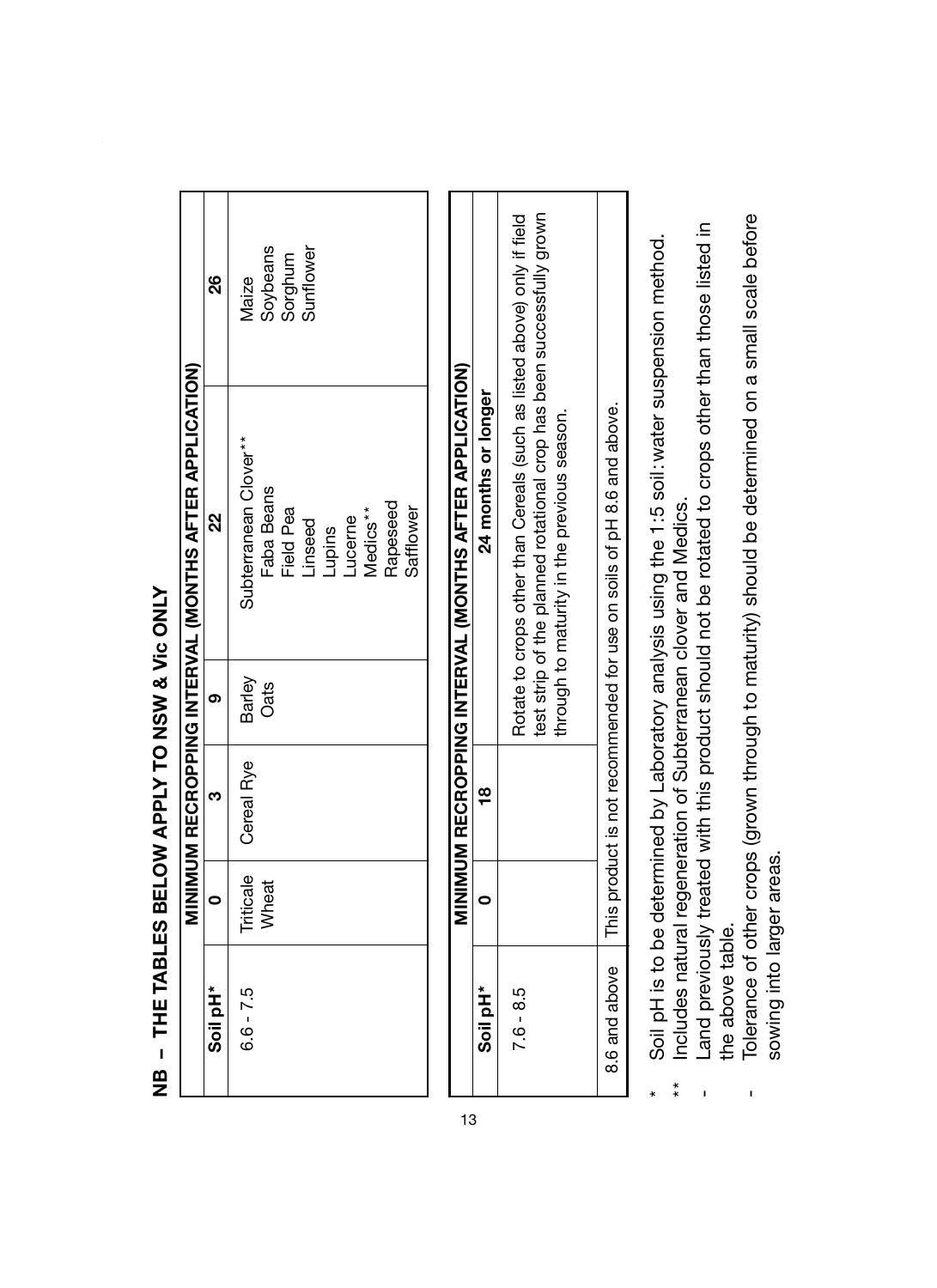## NB – THE TABLES BELOW APPLY TO NSW & Vic ONLY

| Soil pH* | MINIMUM RECROPPING INTERVAL (MONTHS AFTER APPLICATION) | | | | |
|---|---|---|---|---|---|
| | **0** | **3** | **9** | **22** | **26** |
| 6.6 - 7.5 | Triticale<br>Wheat | Cereal Rye | Barley<br>Oats | Subterranean Clover**<br>Faba Beans<br>Field Pea<br>Linseed<br>Lupins<br>Lucerne<br>Medics**<br>Rapeseed<br>Safflower | Maize<br>Soybeans<br>Sorghum<br>Sunflower |

| Soil pH* | MINIMUM RECROPPING INTERVAL (MONTHS AFTER APPLICATION) | | |
|---|---|---|---|
| | **0** | **18** | **24 months or longer** |
| 7.6 - 8.5 | | | Rotate to crops other than Cereals (such as listed above) only if field test strip of the planned rotational crop has been successfully grown through to maturity in the previous season. |
| 8.6 and above | This product is not recommended for use on soils of pH 8.6 and above. | | |

\* Soil pH is to be determined by Laboratory analysis using the 1:5 soil:water suspension method.

\** Includes natural regeneration of Subterranean clover and Medics.

- Land previously treated with this product should not be rotated to crops other than those listed in the above table.
- Tolerance of other crops (grown through to maturity) should be determined on a small scale before sowing into larger areas.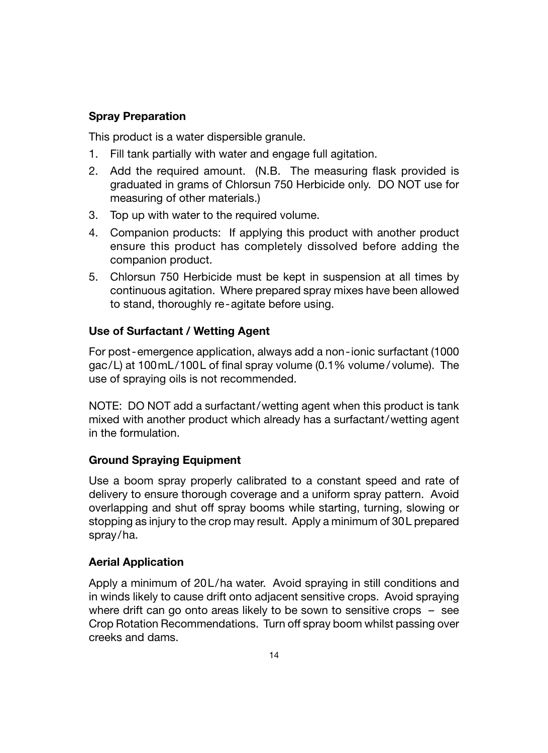## Spray Preparation

This product is a water dispersible granule.

1. Fill tank partially with water and engage full agitation.
2. Add the required amount. (N.B. The measuring flask provided is graduated in grams of Chlorsun 750 Herbicide only. DO NOT use for measuring of other materials.)
3. Top up with water to the required volume.
4. Companion products: If applying this product with another product ensure this product has completely dissolved before adding the companion product.
5. Chlorsun 750 Herbicide must be kept in suspension at all times by continuous agitation. Where prepared spray mixes have been allowed to stand, thoroughly re-agitate before using.

## Use of Surfactant / Wetting Agent

For post-emergence application, always add a non-ionic surfactant (1000 gac/L) at 100mL/100L of final spray volume (0.1% volume/volume). The use of spraying oils is not recommended.

NOTE: DO NOT add a surfactant/wetting agent when this product is tank mixed with another product which already has a surfactant/wetting agent in the formulation.

## Ground Spraying Equipment

Use a boom spray properly calibrated to a constant speed and rate of delivery to ensure thorough coverage and a uniform spray pattern. Avoid overlapping and shut off spray booms while starting, turning, slowing or stopping as injury to the crop may result. Apply a minimum of 30L prepared spray/ha.

## Aerial Application

Apply a minimum of 20L/ha water. Avoid spraying in still conditions and in winds likely to cause drift onto adjacent sensitive crops. Avoid spraying where drift can go onto areas likely to be sown to sensitive crops – see Crop Rotation Recommendations. Turn off spray boom whilst passing over creeks and dams.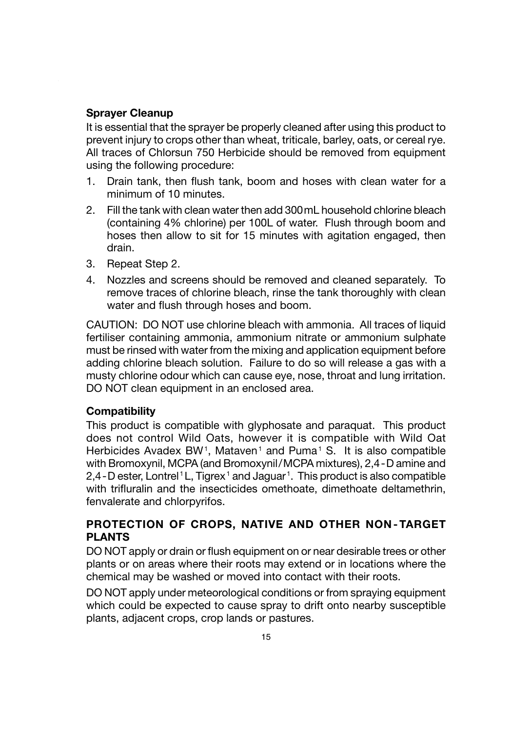**Sprayer Cleanup**

It is essential that the sprayer be properly cleaned after using this product to prevent injury to crops other than wheat, triticale, barley, oats, or cereal rye. All traces of Chlorsun 750 Herbicide should be removed from equipment using the following procedure:

1. Drain tank, then flush tank, boom and hoses with clean water for a minimum of 10 minutes.
2. Fill the tank with clean water then add 300 mL household chlorine bleach (containing 4% chlorine) per 100L of water. Flush through boom and hoses then allow to sit for 15 minutes with agitation engaged, then drain.
3. Repeat Step 2.
4. Nozzles and screens should be removed and cleaned separately. To remove traces of chlorine bleach, rinse the tank thoroughly with clean water and flush through hoses and boom.

CAUTION: DO NOT use chlorine bleach with ammonia. All traces of liquid fertiliser containing ammonia, ammonium nitrate or ammonium sulphate must be rinsed with water from the mixing and application equipment before adding chlorine bleach solution. Failure to do so will release a gas with a musty chlorine odour which can cause eye, nose, throat and lung irritation. DO NOT clean equipment in an enclosed area.

**Compatibility**

This product is compatible with glyphosate and paraquat. This product does not control Wild Oats, however it is compatible with Wild Oat Herbicides Avadex BW[1], Mataven[1] and Puma[1] S. It is also compatible with Bromoxynil, MCPA (and Bromoxynil/MCPA mixtures), 2,4-D amine and 2,4-D ester, Lontrel[1] L, Tigrex[1] and Jaguar[1]. This product is also compatible with trifluralin and the insecticides omethoate, dimethoate deltamethrin, fenvalerate and chlorpyrifos.

**PROTECTION OF CROPS, NATIVE AND OTHER NON-TARGET PLANTS**

DO NOT apply or drain or flush equipment on or near desirable trees or other plants or on areas where their roots may extend or in locations where the chemical may be washed or moved into contact with their roots.

DO NOT apply under meteorological conditions or from spraying equipment which could be expected to cause spray to drift onto nearby susceptible plants, adjacent crops, crop lands or pastures.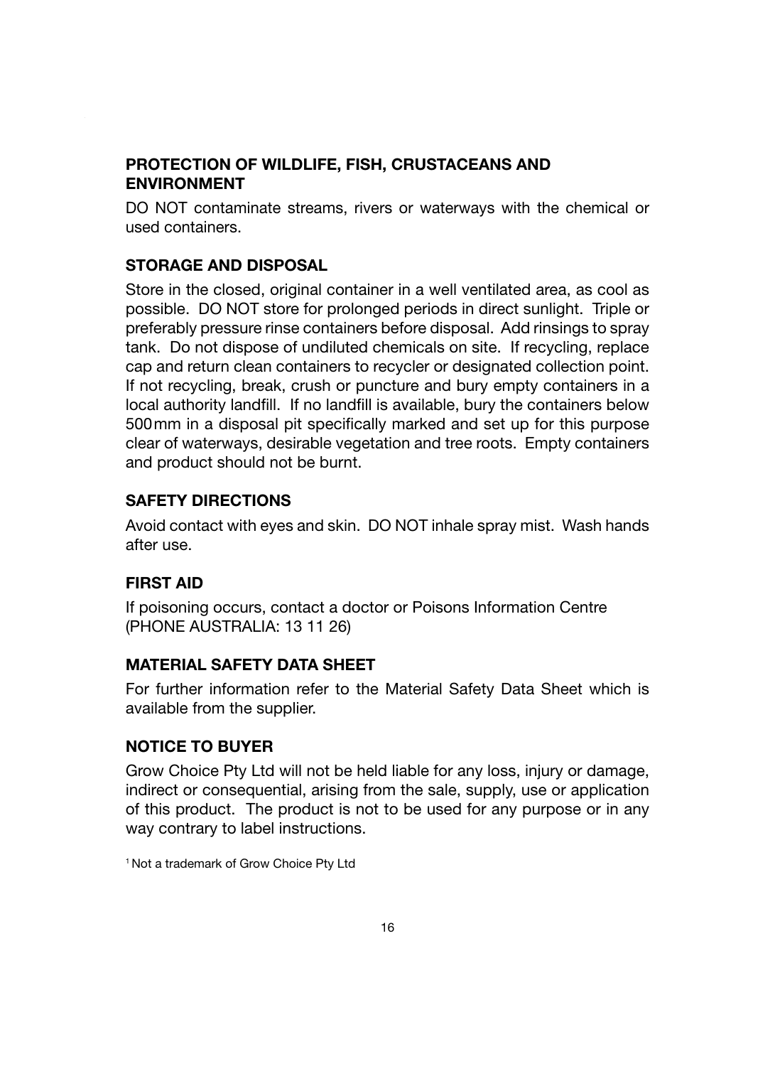## PROTECTION OF WILDLIFE, FISH, CRUSTACEANS AND ENVIRONMENT

DO NOT contaminate streams, rivers or waterways with the chemical or used containers.

## STORAGE AND DISPOSAL

Store in the closed, original container in a well ventilated area, as cool as possible. DO NOT store for prolonged periods in direct sunlight. Triple or preferably pressure rinse containers before disposal. Add rinsings to spray tank. Do not dispose of undiluted chemicals on site. If recycling, replace cap and return clean containers to recycler or designated collection point. If not recycling, break, crush or puncture and bury empty containers in a local authority landfill. If no landfill is available, bury the containers below 500 mm in a disposal pit specifically marked and set up for this purpose clear of waterways, desirable vegetation and tree roots. Empty containers and product should not be burnt.

## SAFETY DIRECTIONS

Avoid contact with eyes and skin. DO NOT inhale spray mist. Wash hands after use.

## FIRST AID

If poisoning occurs, contact a doctor or Poisons Information Centre (PHONE AUSTRALIA: 13 11 26)

## MATERIAL SAFETY DATA SHEET

For further information refer to the Material Safety Data Sheet which is available from the supplier.

## NOTICE TO BUYER

Grow Choice Pty Ltd will not be held liable for any loss, injury or damage, indirect or consequential, arising from the sale, supply, use or application of this product. The product is not to be used for any purpose or in any way contrary to label instructions.

[1] Not a trademark of Grow Choice Pty Ltd